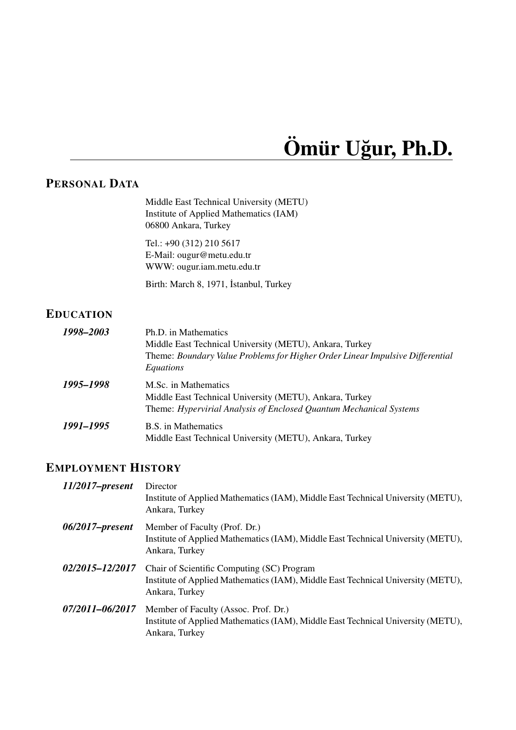# Ömür Uğur, Ph.D.

## Personal Data

Middle East Technical University (METU)
Institute of Applied Mathematics (IAM)
06800 Ankara, Turkey

Tel.: +90 (312) 210 5617
E-Mail: ougur@metu.edu.tr
WWW: ougur.iam.metu.edu.tr

Birth: March 8, 1971, İstanbul, Turkey

## Education

***1998–2003*** Ph.D. in Mathematics
Middle East Technical University (METU), Ankara, Turkey
Theme: *Boundary Value Problems for Higher Order Linear Impulsive Differential Equations*

***1995–1998*** M.Sc. in Mathematics
Middle East Technical University (METU), Ankara, Turkey
Theme: *Hypervirial Analysis of Enclosed Quantum Mechanical Systems*

***1991–1995*** B.S. in Mathematics
Middle East Technical University (METU), Ankara, Turkey

## Employment History

***11/2017–present*** Director
Institute of Applied Mathematics (IAM), Middle East Technical University (METU), Ankara, Turkey

***06/2017–present*** Member of Faculty (Prof. Dr.)
Institute of Applied Mathematics (IAM), Middle East Technical University (METU), Ankara, Turkey

***02/2015–12/2017*** Chair of Scientific Computing (SC) Program
Institute of Applied Mathematics (IAM), Middle East Technical University (METU), Ankara, Turkey

***07/2011–06/2017*** Member of Faculty (Assoc. Prof. Dr.)
Institute of Applied Mathematics (IAM), Middle East Technical University (METU), Ankara, Turkey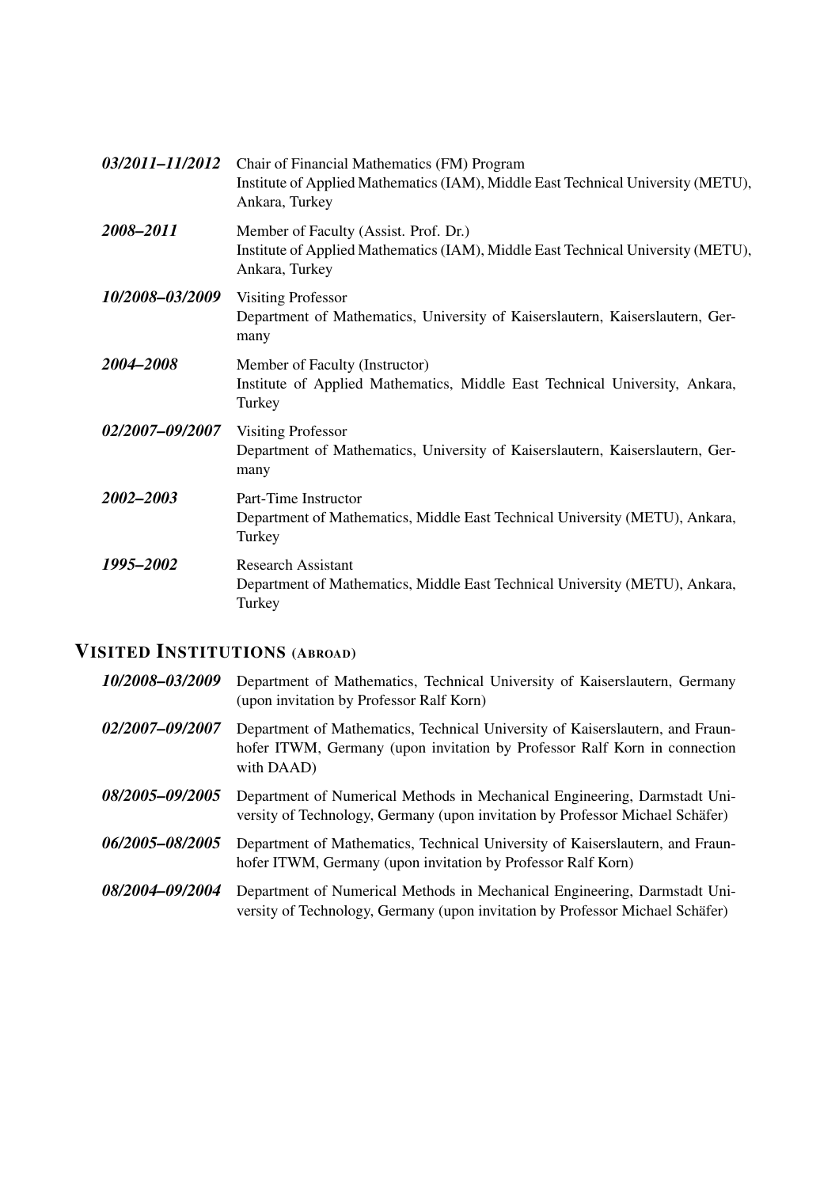***03/2011–11/2012*** Chair of Financial Mathematics (FM) Program
Institute of Applied Mathematics (IAM), Middle East Technical University (METU), Ankara, Turkey

***2008–2011*** Member of Faculty (Assist. Prof. Dr.)
Institute of Applied Mathematics (IAM), Middle East Technical University (METU), Ankara, Turkey

***10/2008–03/2009*** Visiting Professor
Department of Mathematics, University of Kaiserslautern, Kaiserslautern, Germany

***2004–2008*** Member of Faculty (Instructor)
Institute of Applied Mathematics, Middle East Technical University, Ankara, Turkey

***02/2007–09/2007*** Visiting Professor
Department of Mathematics, University of Kaiserslautern, Kaiserslautern, Germany

***2002–2003*** Part-Time Instructor
Department of Mathematics, Middle East Technical University (METU), Ankara, Turkey

***1995–2002*** Research Assistant
Department of Mathematics, Middle East Technical University (METU), Ankara, Turkey

## Visited Institutions (Abroad)

***10/2008–03/2009*** Department of Mathematics, Technical University of Kaiserslautern, Germany (upon invitation by Professor Ralf Korn)

***02/2007–09/2007*** Department of Mathematics, Technical University of Kaiserslautern, and Fraunhofer ITWM, Germany (upon invitation by Professor Ralf Korn in connection with DAAD)

***08/2005–09/2005*** Department of Numerical Methods in Mechanical Engineering, Darmstadt University of Technology, Germany (upon invitation by Professor Michael Schäfer)

***06/2005–08/2005*** Department of Mathematics, Technical University of Kaiserslautern, and Fraunhofer ITWM, Germany (upon invitation by Professor Ralf Korn)

***08/2004–09/2004*** Department of Numerical Methods in Mechanical Engineering, Darmstadt University of Technology, Germany (upon invitation by Professor Michael Schäfer)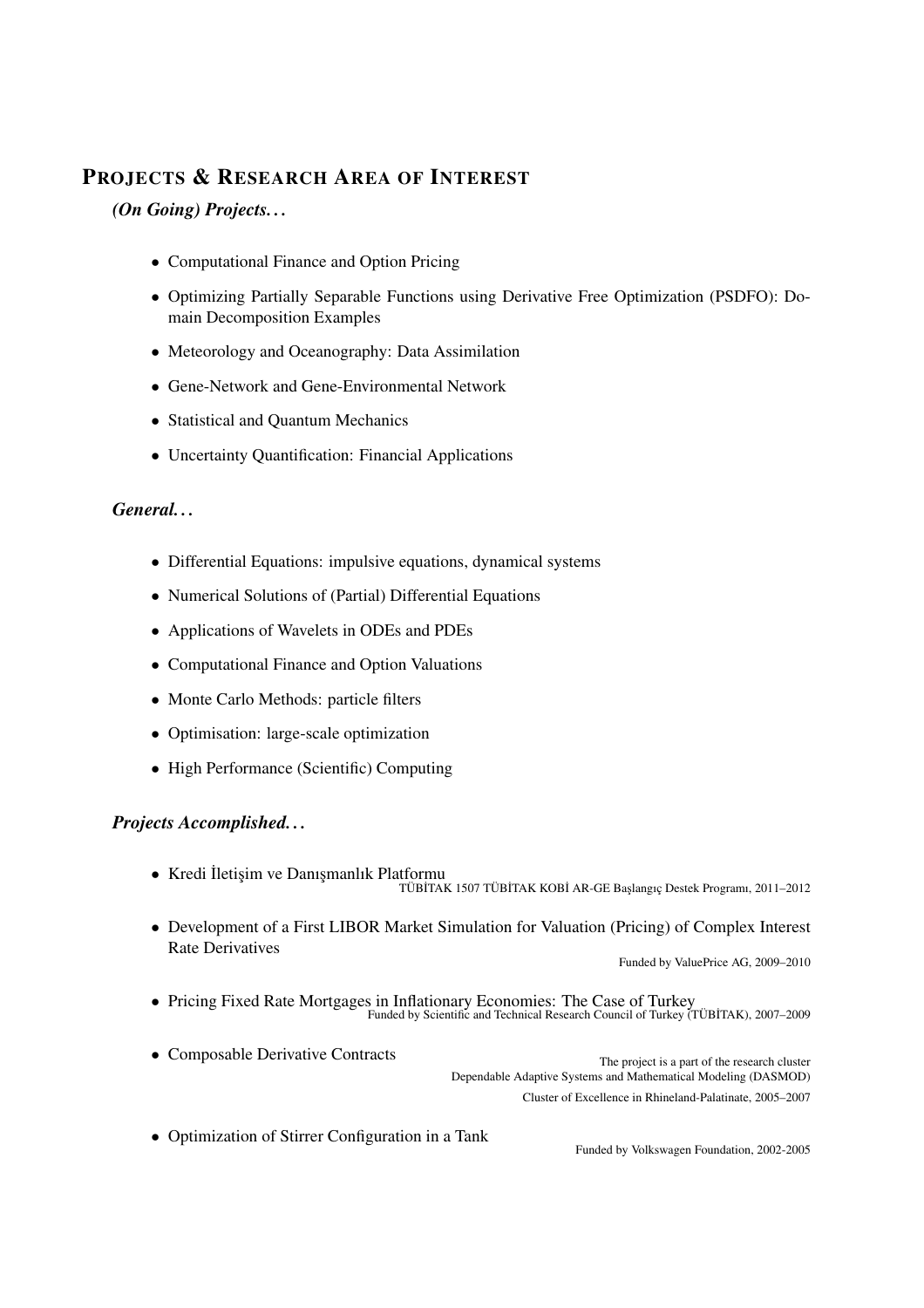## PROJECTS & RESEARCH AREA OF INTEREST

### *(On Going) Projects...*

- Computational Finance and Option Pricing
- Optimizing Partially Separable Functions using Derivative Free Optimization (PSDFO): Domain Decomposition Examples
- Meteorology and Oceanography: Data Assimilation
- Gene-Network and Gene-Environmental Network
- Statistical and Quantum Mechanics
- Uncertainty Quantification: Financial Applications

### *General...*

- Differential Equations: impulsive equations, dynamical systems
- Numerical Solutions of (Partial) Differential Equations
- Applications of Wavelets in ODEs and PDEs
- Computational Finance and Option Valuations
- Monte Carlo Methods: particle filters
- Optimisation: large-scale optimization
- High Performance (Scientific) Computing

### *Projects Accomplished...*

- Kredi İletişim ve Danışmanlık Platformu
  TÜBİTAK 1507 TÜBİTAK KOBİ AR-GE Başlangıç Destek Programı, 2011–2012
- Development of a First LIBOR Market Simulation for Valuation (Pricing) of Complex Interest Rate Derivatives
  Funded by ValuePrice AG, 2009–2010
- Pricing Fixed Rate Mortgages in Inflationary Economies: The Case of Turkey
  Funded by Scientific and Technical Research Council of Turkey (TÜBİTAK), 2007–2009
- Composable Derivative Contracts
  The project is a part of the research cluster
  Dependable Adaptive Systems and Mathematical Modeling (DASMOD)
  Cluster of Excellence in Rhineland-Palatinate, 2005–2007
- Optimization of Stirrer Configuration in a Tank
  Funded by Volkswagen Foundation, 2002-2005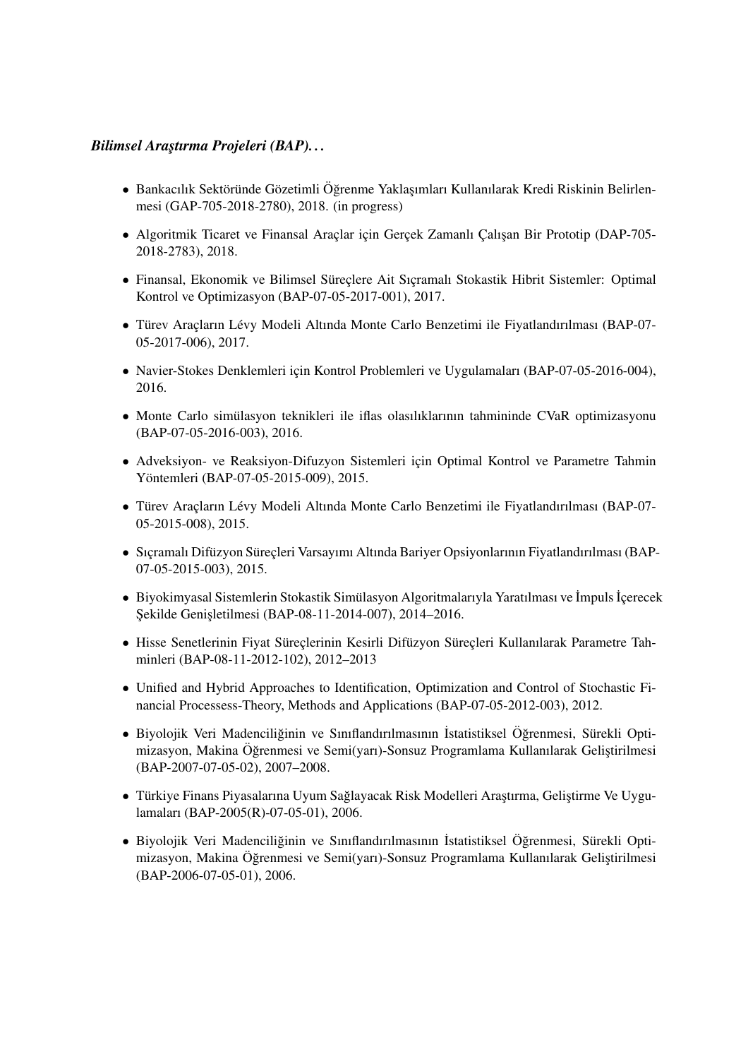***Bilimsel Araştırma Projeleri (BAP). . .***

- Bankacılık Sektöründe Gözetimli Öğrenme Yaklaşımları Kullanılarak Kredi Riskinin Belirlenmesi (GAP-705-2018-2780), 2018. (in progress)
- Algoritmik Ticaret ve Finansal Araçlar için Gerçek Zamanlı Çalışan Bir Prototip (DAP-705-2018-2783), 2018.
- Finansal, Ekonomik ve Bilimsel Süreçlere Ait Sıçramalı Stokastik Hibrit Sistemler: Optimal Kontrol ve Optimizasyon (BAP-07-05-2017-001), 2017.
- Türev Araçların Lévy Modeli Altında Monte Carlo Benzetimi ile Fiyatlandırılması (BAP-07-05-2017-006), 2017.
- Navier-Stokes Denklemleri için Kontrol Problemleri ve Uygulamaları (BAP-07-05-2016-004), 2016.
- Monte Carlo simülasyon teknikleri ile iflas olasılıklarının tahmininde CVaR optimizasyonu (BAP-07-05-2016-003), 2016.
- Adveksiyon- ve Reaksiyon-Difuzyon Sistemleri için Optimal Kontrol ve Parametre Tahmin Yöntemleri (BAP-07-05-2015-009), 2015.
- Türev Araçların Lévy Modeli Altında Monte Carlo Benzetimi ile Fiyatlandırılması (BAP-07-05-2015-008), 2015.
- Sıçramalı Difüzyon Süreçleri Varsayımı Altında Bariyer Opsiyonlarının Fiyatlandırılması (BAP-07-05-2015-003), 2015.
- Biyokimyasal Sistemlerin Stokastik Simülasyon Algoritmalarıyla Yaratılması ve İmpuls İçerecek Şekilde Genişletilmesi (BAP-08-11-2014-007), 2014–2016.
- Hisse Senetlerinin Fiyat Süreçlerinin Kesirli Difüzyon Süreçleri Kullanılarak Parametre Tahminleri (BAP-08-11-2012-102), 2012–2013
- Unified and Hybrid Approaches to Identification, Optimization and Control of Stochastic Financial Processess-Theory, Methods and Applications (BAP-07-05-2012-003), 2012.
- Biyolojik Veri Madenciliğinin ve Sınıflandırılmasının İstatistiksel Öğrenmesi, Sürekli Optimizasyon, Makina Öğrenmesi ve Semi(yarı)-Sonsuz Programlama Kullanılarak Geliştirilmesi (BAP-2007-07-05-02), 2007–2008.
- Türkiye Finans Piyasalarına Uyum Sağlayacak Risk Modelleri Araştırma, Geliştirme Ve Uygulamaları (BAP-2005(R)-07-05-01), 2006.
- Biyolojik Veri Madenciliğinin ve Sınıflandırılmasının İstatistiksel Öğrenmesi, Sürekli Optimizasyon, Makina Öğrenmesi ve Semi(yarı)-Sonsuz Programlama Kullanılarak Geliştirilmesi (BAP-2006-07-05-01), 2006.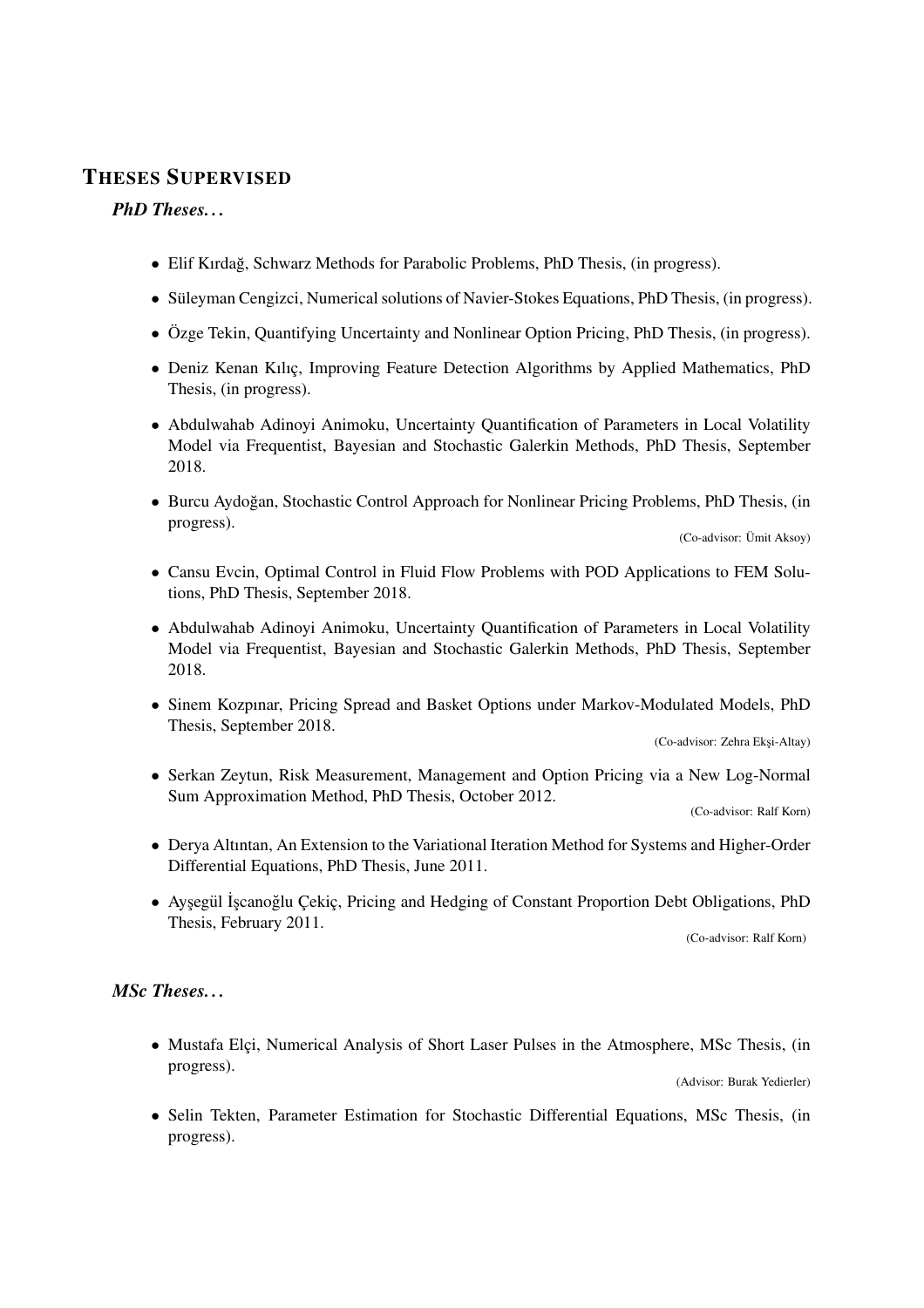## THESES SUPERVISED

### *PhD Theses...*

- Elif Kırdağ, Schwarz Methods for Parabolic Problems, PhD Thesis, (in progress).
- Süleyman Cengizci, Numerical solutions of Navier-Stokes Equations, PhD Thesis, (in progress).
- Özge Tekin, Quantifying Uncertainty and Nonlinear Option Pricing, PhD Thesis, (in progress).
- Deniz Kenan Kılıç, Improving Feature Detection Algorithms by Applied Mathematics, PhD Thesis, (in progress).
- Abdulwahab Adinoyi Animoku, Uncertainty Quantification of Parameters in Local Volatility Model via Frequentist, Bayesian and Stochastic Galerkin Methods, PhD Thesis, September 2018.
- Burcu Aydoğan, Stochastic Control Approach for Nonlinear Pricing Problems, PhD Thesis, (in progress).
  (Co-advisor: Ümit Aksoy)
- Cansu Evcin, Optimal Control in Fluid Flow Problems with POD Applications to FEM Solutions, PhD Thesis, September 2018.
- Abdulwahab Adinoyi Animoku, Uncertainty Quantification of Parameters in Local Volatility Model via Frequentist, Bayesian and Stochastic Galerkin Methods, PhD Thesis, September 2018.
- Sinem Kozpınar, Pricing Spread and Basket Options under Markov-Modulated Models, PhD Thesis, September 2018.
  (Co-advisor: Zehra Ekşi-Altay)
- Serkan Zeytun, Risk Measurement, Management and Option Pricing via a New Log-Normal Sum Approximation Method, PhD Thesis, October 2012.
  (Co-advisor: Ralf Korn)
- Derya Altıntan, An Extension to the Variational Iteration Method for Systems and Higher-Order Differential Equations, PhD Thesis, June 2011.
- Ayşegül İşcanoğlu Çekiç, Pricing and Hedging of Constant Proportion Debt Obligations, PhD Thesis, February 2011.
  (Co-advisor: Ralf Korn)

### *MSc Theses...*

- Mustafa Elçi, Numerical Analysis of Short Laser Pulses in the Atmosphere, MSc Thesis, (in progress).
  (Advisor: Burak Yedierler)
- Selin Tekten, Parameter Estimation for Stochastic Differential Equations, MSc Thesis, (in progress).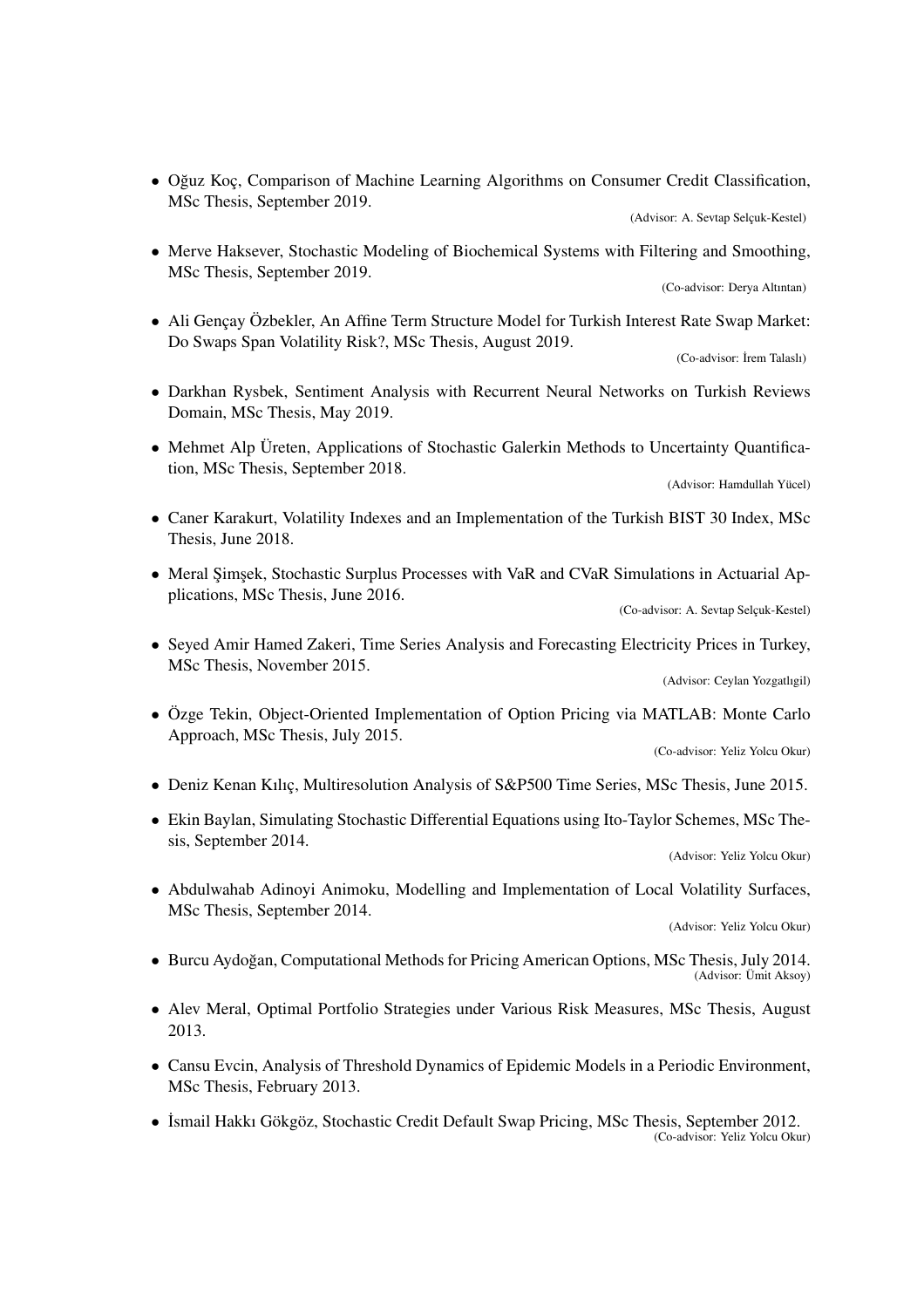- Oğuz Koç, Comparison of Machine Learning Algorithms on Consumer Credit Classification, MSc Thesis, September 2019.
  (Advisor: A. Sevtap Selçuk-Kestel)

- Merve Haksever, Stochastic Modeling of Biochemical Systems with Filtering and Smoothing, MSc Thesis, September 2019.
  (Co-advisor: Derya Altıntan)

- Ali Gençay Özbekler, An Affine Term Structure Model for Turkish Interest Rate Swap Market: Do Swaps Span Volatility Risk?, MSc Thesis, August 2019.
  (Co-advisor: İrem Talaslı)

- Darkhan Rysbek, Sentiment Analysis with Recurrent Neural Networks on Turkish Reviews Domain, MSc Thesis, May 2019.

- Mehmet Alp Üreten, Applications of Stochastic Galerkin Methods to Uncertainty Quantification, MSc Thesis, September 2018.
  (Advisor: Hamdullah Yücel)

- Caner Karakurt, Volatility Indexes and an Implementation of the Turkish BIST 30 Index, MSc Thesis, June 2018.

- Meral Şimşek, Stochastic Surplus Processes with VaR and CVaR Simulations in Actuarial Applications, MSc Thesis, June 2016.
  (Co-advisor: A. Sevtap Selçuk-Kestel)

- Seyed Amir Hamed Zakeri, Time Series Analysis and Forecasting Electricity Prices in Turkey, MSc Thesis, November 2015.
  (Advisor: Ceylan Yozgatlıgil)

- Özge Tekin, Object-Oriented Implementation of Option Pricing via MATLAB: Monte Carlo Approach, MSc Thesis, July 2015.
  (Co-advisor: Yeliz Yolcu Okur)

- Deniz Kenan Kılıç, Multiresolution Analysis of S&P500 Time Series, MSc Thesis, June 2015.

- Ekin Baylan, Simulating Stochastic Differential Equations using Ito-Taylor Schemes, MSc Thesis, September 2014.
  (Advisor: Yeliz Yolcu Okur)

- Abdulwahab Adinoyi Animoku, Modelling and Implementation of Local Volatility Surfaces, MSc Thesis, September 2014.
  (Advisor: Yeliz Yolcu Okur)

- Burcu Aydoğan, Computational Methods for Pricing American Options, MSc Thesis, July 2014.
  (Advisor: Ümit Aksoy)

- Alev Meral, Optimal Portfolio Strategies under Various Risk Measures, MSc Thesis, August 2013.

- Cansu Evcin, Analysis of Threshold Dynamics of Epidemic Models in a Periodic Environment, MSc Thesis, February 2013.

- İsmail Hakkı Gökgöz, Stochastic Credit Default Swap Pricing, MSc Thesis, September 2012.
  (Co-advisor: Yeliz Yolcu Okur)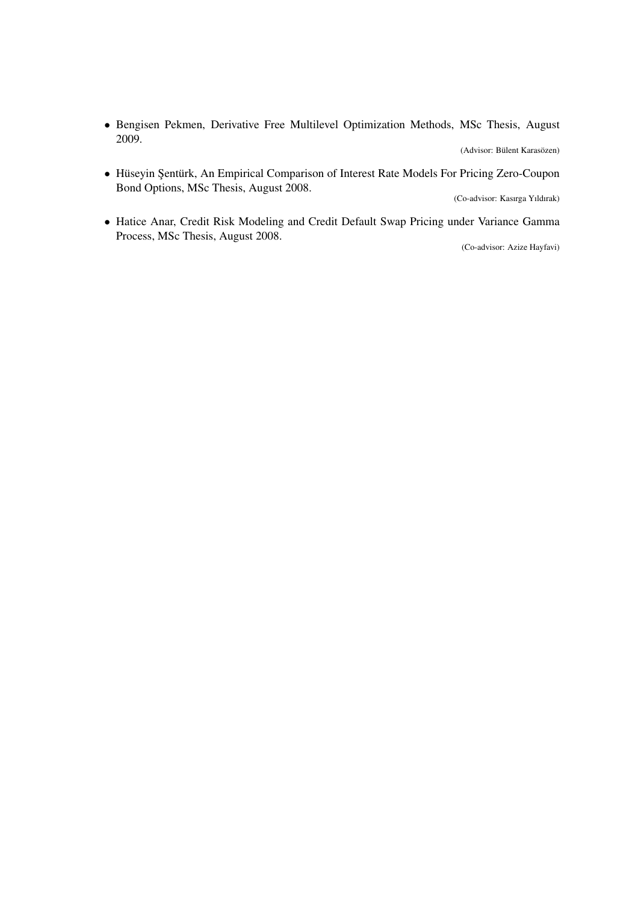- Bengisen Pekmen, Derivative Free Multilevel Optimization Methods, MSc Thesis, August 2009.
  (Advisor: Bülent Karasözen)

- Hüseyin Şentürk, An Empirical Comparison of Interest Rate Models For Pricing Zero-Coupon Bond Options, MSc Thesis, August 2008.
  (Co-advisor: Kasırga Yıldırak)

- Hatice Anar, Credit Risk Modeling and Credit Default Swap Pricing under Variance Gamma Process, MSc Thesis, August 2008.
  (Co-advisor: Azize Hayfavi)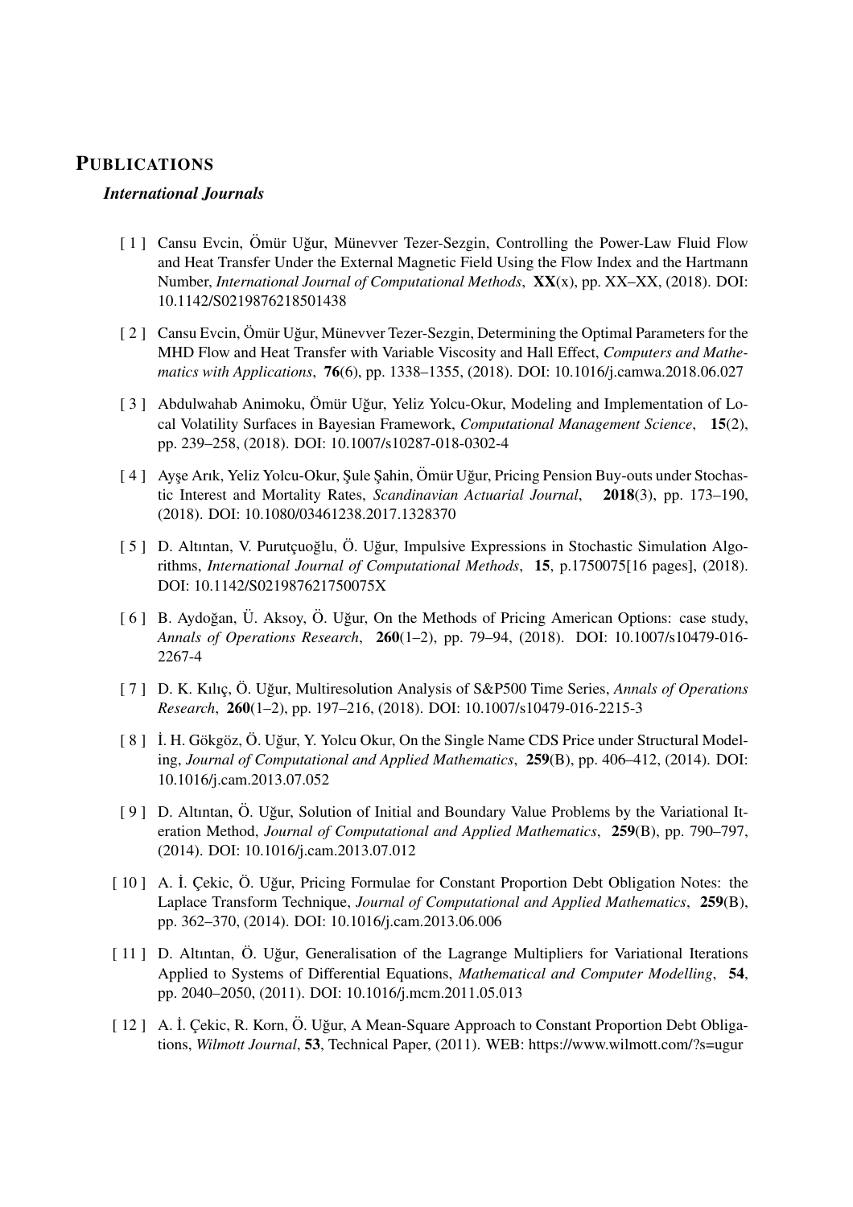# PUBLICATIONS

### *International Journals*

[ 1 ] Cansu Evcin, Ömür Uğur, Münevver Tezer-Sezgin, Controlling the Power-Law Fluid Flow and Heat Transfer Under the External Magnetic Field Using the Flow Index and the Hartmann Number, *International Journal of Computational Methods*, **XX**(x), pp. XX–XX, (2018). DOI: 10.1142/S0219876218501438

[ 2 ] Cansu Evcin, Ömür Uğur, Münevver Tezer-Sezgin, Determining the Optimal Parameters for the MHD Flow and Heat Transfer with Variable Viscosity and Hall Effect, *Computers and Mathematics with Applications*, **76**(6), pp. 1338–1355, (2018). DOI: 10.1016/j.camwa.2018.06.027

[ 3 ] Abdulwahab Animoku, Ömür Uğur, Yeliz Yolcu-Okur, Modeling and Implementation of Local Volatility Surfaces in Bayesian Framework, *Computational Management Science*, **15**(2), pp. 239–258, (2018). DOI: 10.1007/s10287-018-0302-4

[ 4 ] Ayşe Arık, Yeliz Yolcu-Okur, Şule Şahin, Ömür Uğur, Pricing Pension Buy-outs under Stochastic Interest and Mortality Rates, *Scandinavian Actuarial Journal*, **2018**(3), pp. 173–190, (2018). DOI: 10.1080/03461238.2017.1328370

[ 5 ] D. Altıntan, V. Purutçuoğlu, Ö. Uğur, Impulsive Expressions in Stochastic Simulation Algorithms, *International Journal of Computational Methods*, **15**, p.1750075[16 pages], (2018). DOI: 10.1142/S021987621750075X

[ 6 ] B. Aydoğan, Ü. Aksoy, Ö. Uğur, On the Methods of Pricing American Options: case study, *Annals of Operations Research*, **260**(1–2), pp. 79–94, (2018). DOI: 10.1007/s10479-016-2267-4

[ 7 ] D. K. Kılıç, Ö. Uğur, Multiresolution Analysis of S&P500 Time Series, *Annals of Operations Research*, **260**(1–2), pp. 197–216, (2018). DOI: 10.1007/s10479-016-2215-3

[ 8 ] İ. H. Gökgöz, Ö. Uğur, Y. Yolcu Okur, On the Single Name CDS Price under Structural Modeling, *Journal of Computational and Applied Mathematics*, **259**(B), pp. 406–412, (2014). DOI: 10.1016/j.cam.2013.07.052

[ 9 ] D. Altıntan, Ö. Uğur, Solution of Initial and Boundary Value Problems by the Variational Iteration Method, *Journal of Computational and Applied Mathematics*, **259**(B), pp. 790–797, (2014). DOI: 10.1016/j.cam.2013.07.012

[ 10 ] A. İ. Çekic, Ö. Uğur, Pricing Formulae for Constant Proportion Debt Obligation Notes: the Laplace Transform Technique, *Journal of Computational and Applied Mathematics*, **259**(B), pp. 362–370, (2014). DOI: 10.1016/j.cam.2013.06.006

[ 11 ] D. Altıntan, Ö. Uğur, Generalisation of the Lagrange Multipliers for Variational Iterations Applied to Systems of Differential Equations, *Mathematical and Computer Modelling*, **54**, pp. 2040–2050, (2011). DOI: 10.1016/j.mcm.2011.05.013

[ 12 ] A. İ. Çekic, R. Korn, Ö. Uğur, A Mean-Square Approach to Constant Proportion Debt Obligations, *Wilmott Journal*, **53**, Technical Paper, (2011). WEB: https://www.wilmott.com/?s=ugur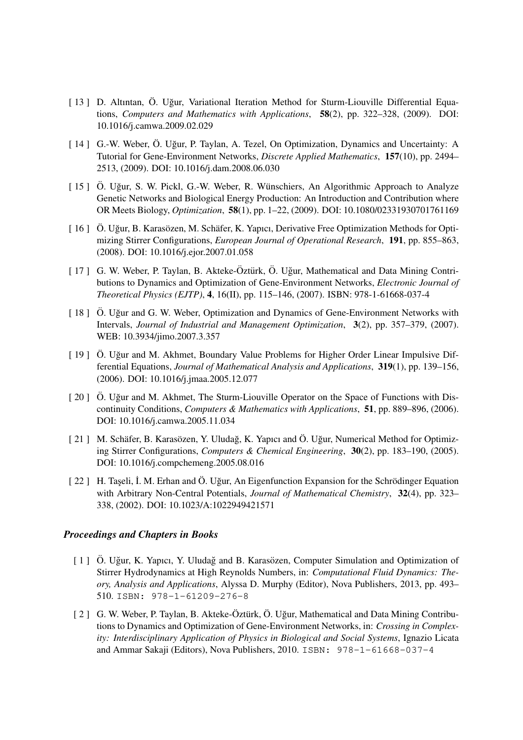[ 13 ] D. Altıntan, Ö. Uğur, Variational Iteration Method for Sturm-Liouville Differential Equations, *Computers and Mathematics with Applications*, **58**(2), pp. 322–328, (2009). DOI: 10.1016/j.camwa.2009.02.029

[ 14 ] G.-W. Weber, Ö. Uğur, P. Taylan, A. Tezel, On Optimization, Dynamics and Uncertainty: A Tutorial for Gene-Environment Networks, *Discrete Applied Mathematics*, **157**(10), pp. 2494–2513, (2009). DOI: 10.1016/j.dam.2008.06.030

[ 15 ] Ö. Uğur, S. W. Pickl, G.-W. Weber, R. Wünschiers, An Algorithmic Approach to Analyze Genetic Networks and Biological Energy Production: An Introduction and Contribution where OR Meets Biology, *Optimization*, **58**(1), pp. 1–22, (2009). DOI: 10.1080/02331930701761169

[ 16 ] Ö. Uğur, B. Karasözen, M. Schäfer, K. Yapıcı, Derivative Free Optimization Methods for Optimizing Stirrer Configurations, *European Journal of Operational Research*, **191**, pp. 855–863, (2008). DOI: 10.1016/j.ejor.2007.01.058

[ 17 ] G. W. Weber, P. Taylan, B. Akteke-Öztürk, Ö. Uğur, Mathematical and Data Mining Contributions to Dynamics and Optimization of Gene-Environment Networks, *Electronic Journal of Theoretical Physics (EJTP)*, **4**, 16(II), pp. 115–146, (2007). ISBN: 978-1-61668-037-4

[ 18 ] Ö. Uğur and G. W. Weber, Optimization and Dynamics of Gene-Environment Networks with Intervals, *Journal of Industrial and Management Optimization*, **3**(2), pp. 357–379, (2007). WEB: 10.3934/jimo.2007.3.357

[ 19 ] Ö. Uğur and M. Akhmet, Boundary Value Problems for Higher Order Linear Impulsive Differential Equations, *Journal of Mathematical Analysis and Applications*, **319**(1), pp. 139–156, (2006). DOI: 10.1016/j.jmaa.2005.12.077

[ 20 ] Ö. Uğur and M. Akhmet, The Sturm-Liouville Operator on the Space of Functions with Discontinuity Conditions, *Computers & Mathematics with Applications*, **51**, pp. 889–896, (2006). DOI: 10.1016/j.camwa.2005.11.034

[ 21 ] M. Schäfer, B. Karasözen, Y. Uludağ, K. Yapıcı and Ö. Uğur, Numerical Method for Optimizing Stirrer Configurations, *Computers & Chemical Engineering*, **30**(2), pp. 183–190, (2005). DOI: 10.1016/j.compchemeng.2005.08.016

[ 22 ] H. Taşeli, İ. M. Erhan and Ö. Uğur, An Eigenfunction Expansion for the Schrödinger Equation with Arbitrary Non-Central Potentials, *Journal of Mathematical Chemistry*, **32**(4), pp. 323–338, (2002). DOI: 10.1023/A:1022949421571

### *Proceedings and Chapters in Books*

[ 1 ] Ö. Uğur, K. Yapıcı, Y. Uludağ and B. Karasözen, Computer Simulation and Optimization of Stirrer Hydrodynamics at High Reynolds Numbers, in: *Computational Fluid Dynamics: Theory, Analysis and Applications*, Alyssa D. Murphy (Editor), Nova Publishers, 2013, pp. 493–510. `ISBN: 978-1-61209-276-8`

[ 2 ] G. W. Weber, P. Taylan, B. Akteke-Öztürk, Ö. Uğur, Mathematical and Data Mining Contributions to Dynamics and Optimization of Gene-Environment Networks, in: *Crossing in Complexity: Interdisciplinary Application of Physics in Biological and Social Systems*, Ignazio Licata and Ammar Sakaji (Editors), Nova Publishers, 2010. `ISBN: 978-1-61668-037-4`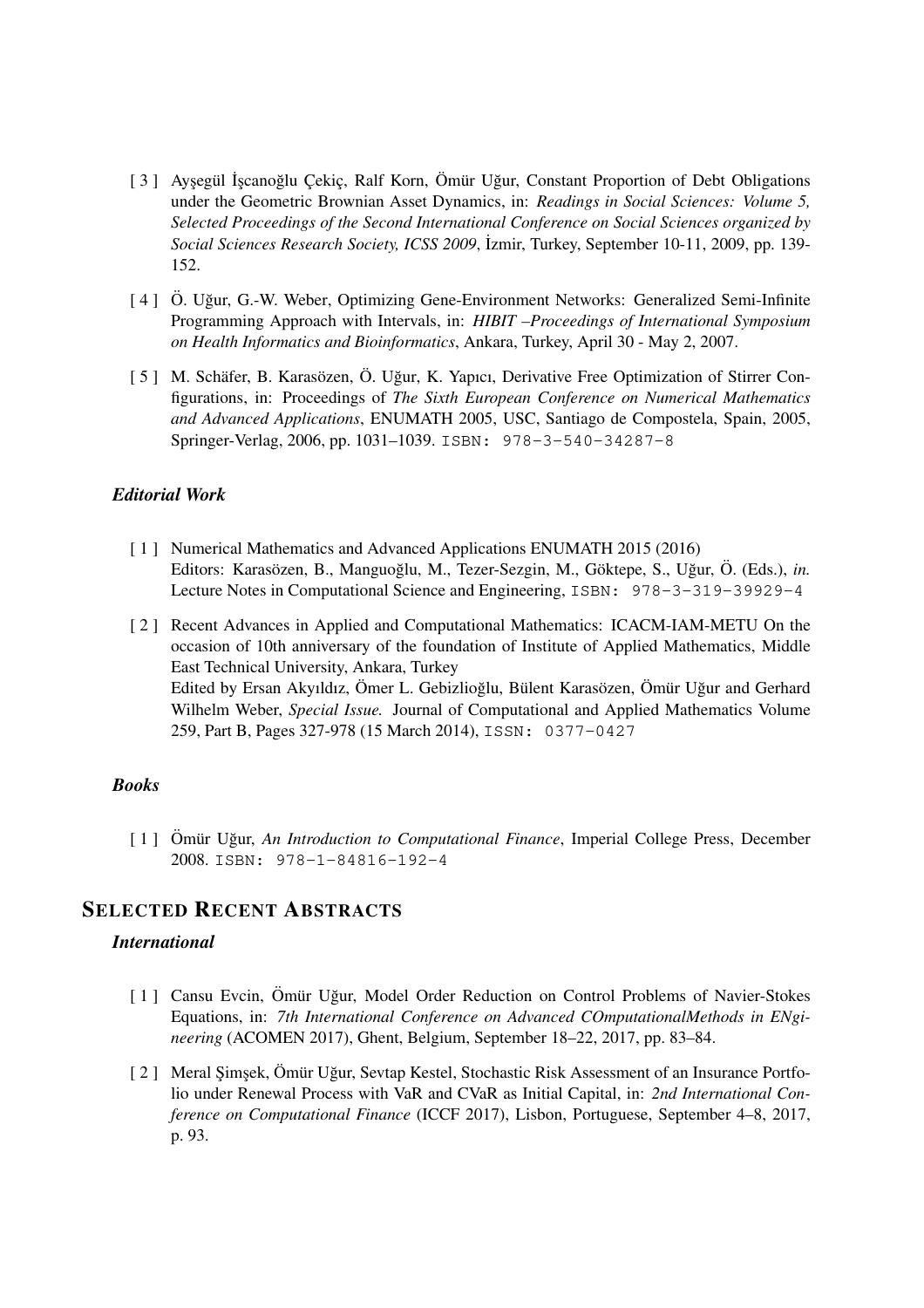[ 3 ] Ayşegül İşcanoğlu Çekiç, Ralf Korn, Ömür Uğur, Constant Proportion of Debt Obligations under the Geometric Brownian Asset Dynamics, in: *Readings in Social Sciences: Volume 5, Selected Proceedings of the Second International Conference on Social Sciences organized by Social Sciences Research Society, ICSS 2009*, İzmir, Turkey, September 10-11, 2009, pp. 139-152.

[ 4 ] Ö. Uğur, G.-W. Weber, Optimizing Gene-Environment Networks: Generalized Semi-Infinite Programming Approach with Intervals, in: *HIBIT –Proceedings of International Symposium on Health Informatics and Bioinformatics*, Ankara, Turkey, April 30 - May 2, 2007.

[ 5 ] M. Schäfer, B. Karasözen, Ö. Uğur, K. Yapıcı, Derivative Free Optimization of Stirrer Configurations, in: Proceedings of *The Sixth European Conference on Numerical Mathematics and Advanced Applications*, ENUMATH 2005, USC, Santiago de Compostela, Spain, 2005, Springer-Verlag, 2006, pp. 1031–1039. `ISBN: 978-3-540-34287-8`

### *Editorial Work*

[ 1 ] Numerical Mathematics and Advanced Applications ENUMATH 2015 (2016)
Editors: Karasözen, B., Manguoğlu, M., Tezer-Sezgin, M., Göktepe, S., Uğur, Ö. (Eds.), *in.* Lecture Notes in Computational Science and Engineering, `ISBN: 978-3-319-39929-4`

[ 2 ] Recent Advances in Applied and Computational Mathematics: ICACM-IAM-METU On the occasion of 10th anniversary of the foundation of Institute of Applied Mathematics, Middle East Technical University, Ankara, Turkey
Edited by Ersan Akyıldız, Ömer L. Gebizlioğlu, Bülent Karasözen, Ömür Uğur and Gerhard Wilhelm Weber, *Special Issue.* Journal of Computational and Applied Mathematics Volume 259, Part B, Pages 327-978 (15 March 2014), `ISSN: 0377-0427`

### *Books*

[ 1 ] Ömür Uğur, *An Introduction to Computational Finance*, Imperial College Press, December 2008. `ISBN: 978-1-84816-192-4`

## SELECTED RECENT ABSTRACTS

### *International*

[ 1 ] Cansu Evcin, Ömür Uğur, Model Order Reduction on Control Problems of Navier-Stokes Equations, in: *7th International Conference on Advanced COmputationalMethods in ENgineering* (ACOMEN 2017), Ghent, Belgium, September 18–22, 2017, pp. 83–84.

[ 2 ] Meral Şimşek, Ömür Uğur, Sevtap Kestel, Stochastic Risk Assessment of an Insurance Portfolio under Renewal Process with VaR and CVaR as Initial Capital, in: *2nd International Conference on Computational Finance* (ICCF 2017), Lisbon, Portuguese, September 4–8, 2017, p. 93.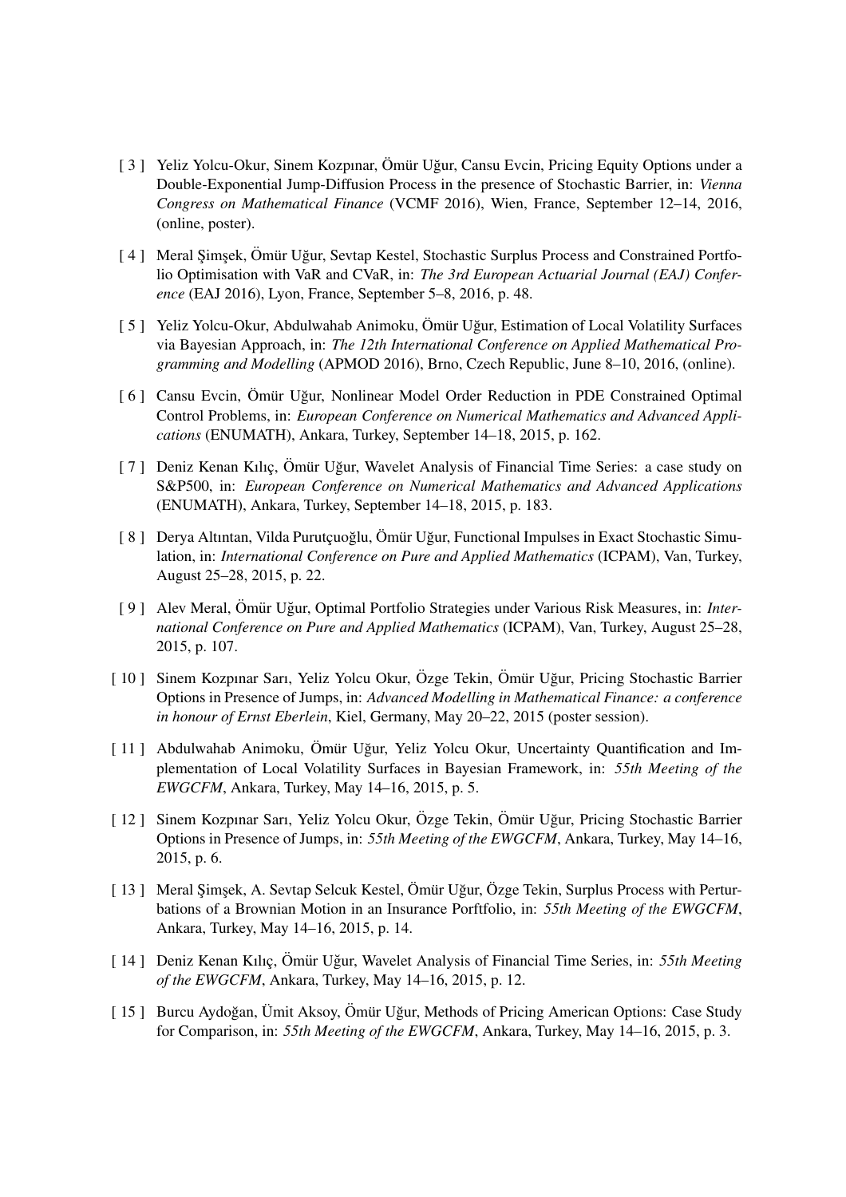[ 3 ] Yeliz Yolcu-Okur, Sinem Kozpınar, Ömür Uğur, Cansu Evcin, Pricing Equity Options under a Double-Exponential Jump-Diffusion Process in the presence of Stochastic Barrier, in: *Vienna Congress on Mathematical Finance* (VCMF 2016), Wien, France, September 12–14, 2016, (online, poster).

[ 4 ] Meral Şimşek, Ömür Uğur, Sevtap Kestel, Stochastic Surplus Process and Constrained Portfolio Optimisation with VaR and CVaR, in: *The 3rd European Actuarial Journal (EAJ) Conference* (EAJ 2016), Lyon, France, September 5–8, 2016, p. 48.

[ 5 ] Yeliz Yolcu-Okur, Abdulwahab Animoku, Ömür Uğur, Estimation of Local Volatility Surfaces via Bayesian Approach, in: *The 12th International Conference on Applied Mathematical Programming and Modelling* (APMOD 2016), Brno, Czech Republic, June 8–10, 2016, (online).

[ 6 ] Cansu Evcin, Ömür Uğur, Nonlinear Model Order Reduction in PDE Constrained Optimal Control Problems, in: *European Conference on Numerical Mathematics and Advanced Applications* (ENUMATH), Ankara, Turkey, September 14–18, 2015, p. 162.

[ 7 ] Deniz Kenan Kılıç, Ömür Uğur, Wavelet Analysis of Financial Time Series: a case study on S&P500, in: *European Conference on Numerical Mathematics and Advanced Applications* (ENUMATH), Ankara, Turkey, September 14–18, 2015, p. 183.

[ 8 ] Derya Altıntan, Vilda Purutçuoğlu, Ömür Uğur, Functional Impulses in Exact Stochastic Simulation, in: *International Conference on Pure and Applied Mathematics* (ICPAM), Van, Turkey, August 25–28, 2015, p. 22.

[ 9 ] Alev Meral, Ömür Uğur, Optimal Portfolio Strategies under Various Risk Measures, in: *International Conference on Pure and Applied Mathematics* (ICPAM), Van, Turkey, August 25–28, 2015, p. 107.

[ 10 ] Sinem Kozpınar Sarı, Yeliz Yolcu Okur, Özge Tekin, Ömür Uğur, Pricing Stochastic Barrier Options in Presence of Jumps, in: *Advanced Modelling in Mathematical Finance: a conference in honour of Ernst Eberlein*, Kiel, Germany, May 20–22, 2015 (poster session).

[ 11 ] Abdulwahab Animoku, Ömür Uğur, Yeliz Yolcu Okur, Uncertainty Quantification and Implementation of Local Volatility Surfaces in Bayesian Framework, in: *55th Meeting of the EWGCFM*, Ankara, Turkey, May 14–16, 2015, p. 5.

[ 12 ] Sinem Kozpınar Sarı, Yeliz Yolcu Okur, Özge Tekin, Ömür Uğur, Pricing Stochastic Barrier Options in Presence of Jumps, in: *55th Meeting of the EWGCFM*, Ankara, Turkey, May 14–16, 2015, p. 6.

[ 13 ] Meral Şimşek, A. Sevtap Selcuk Kestel, Ömür Uğur, Özge Tekin, Surplus Process with Perturbations of a Brownian Motion in an Insurance Porftfolio, in: *55th Meeting of the EWGCFM*, Ankara, Turkey, May 14–16, 2015, p. 14.

[ 14 ] Deniz Kenan Kılıç, Ömür Uğur, Wavelet Analysis of Financial Time Series, in: *55th Meeting of the EWGCFM*, Ankara, Turkey, May 14–16, 2015, p. 12.

[ 15 ] Burcu Aydoğan, Ümit Aksoy, Ömür Uğur, Methods of Pricing American Options: Case Study for Comparison, in: *55th Meeting of the EWGCFM*, Ankara, Turkey, May 14–16, 2015, p. 3.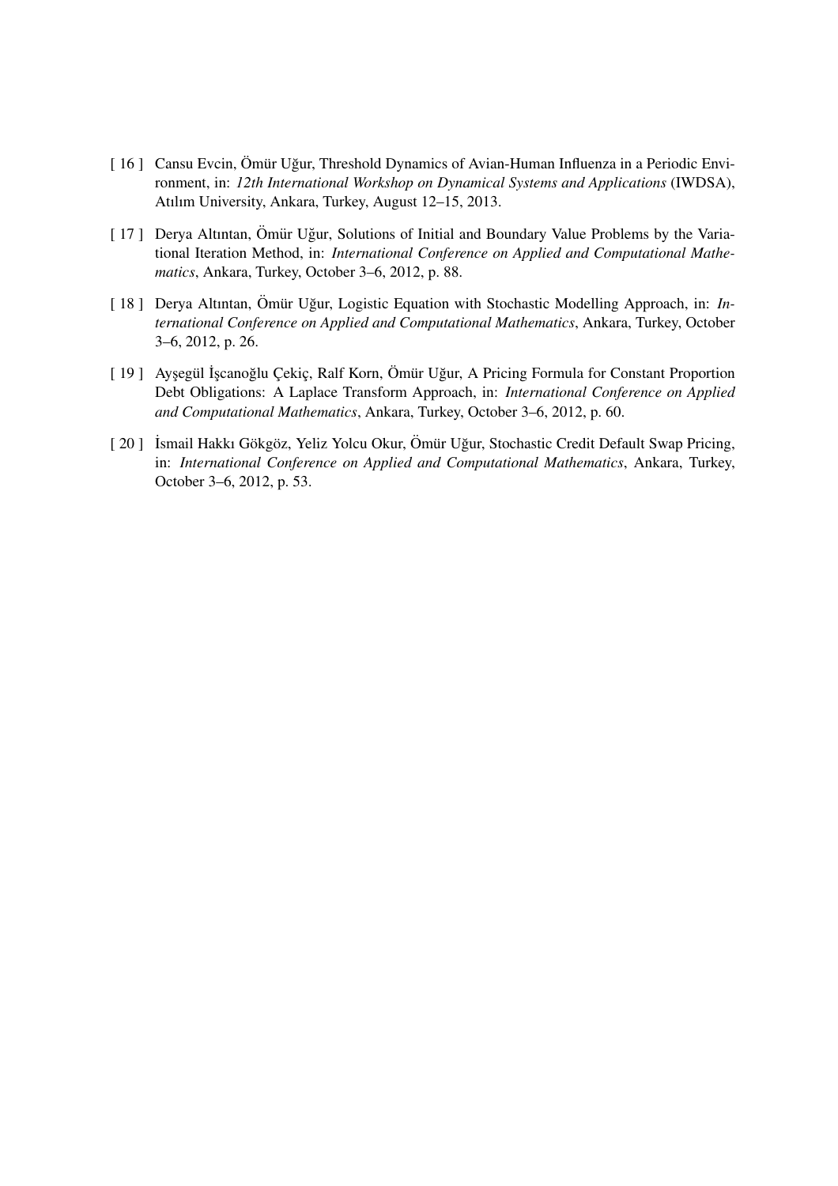[ 16 ] Cansu Evcin, Ömür Uğur, Threshold Dynamics of Avian-Human Influenza in a Periodic Environment, in: *12th International Workshop on Dynamical Systems and Applications* (IWDSA), Atılım University, Ankara, Turkey, August 12–15, 2013.

[ 17 ] Derya Altıntan, Ömür Uğur, Solutions of Initial and Boundary Value Problems by the Variational Iteration Method, in: *International Conference on Applied and Computational Mathematics*, Ankara, Turkey, October 3–6, 2012, p. 88.

[ 18 ] Derya Altıntan, Ömür Uğur, Logistic Equation with Stochastic Modelling Approach, in: *International Conference on Applied and Computational Mathematics*, Ankara, Turkey, October 3–6, 2012, p. 26.

[ 19 ] Ayşegül İşcanoğlu Çekiç, Ralf Korn, Ömür Uğur, A Pricing Formula for Constant Proportion Debt Obligations: A Laplace Transform Approach, in: *International Conference on Applied and Computational Mathematics*, Ankara, Turkey, October 3–6, 2012, p. 60.

[ 20 ] İsmail Hakkı Gökgöz, Yeliz Yolcu Okur, Ömür Uğur, Stochastic Credit Default Swap Pricing, in: *International Conference on Applied and Computational Mathematics*, Ankara, Turkey, October 3–6, 2012, p. 53.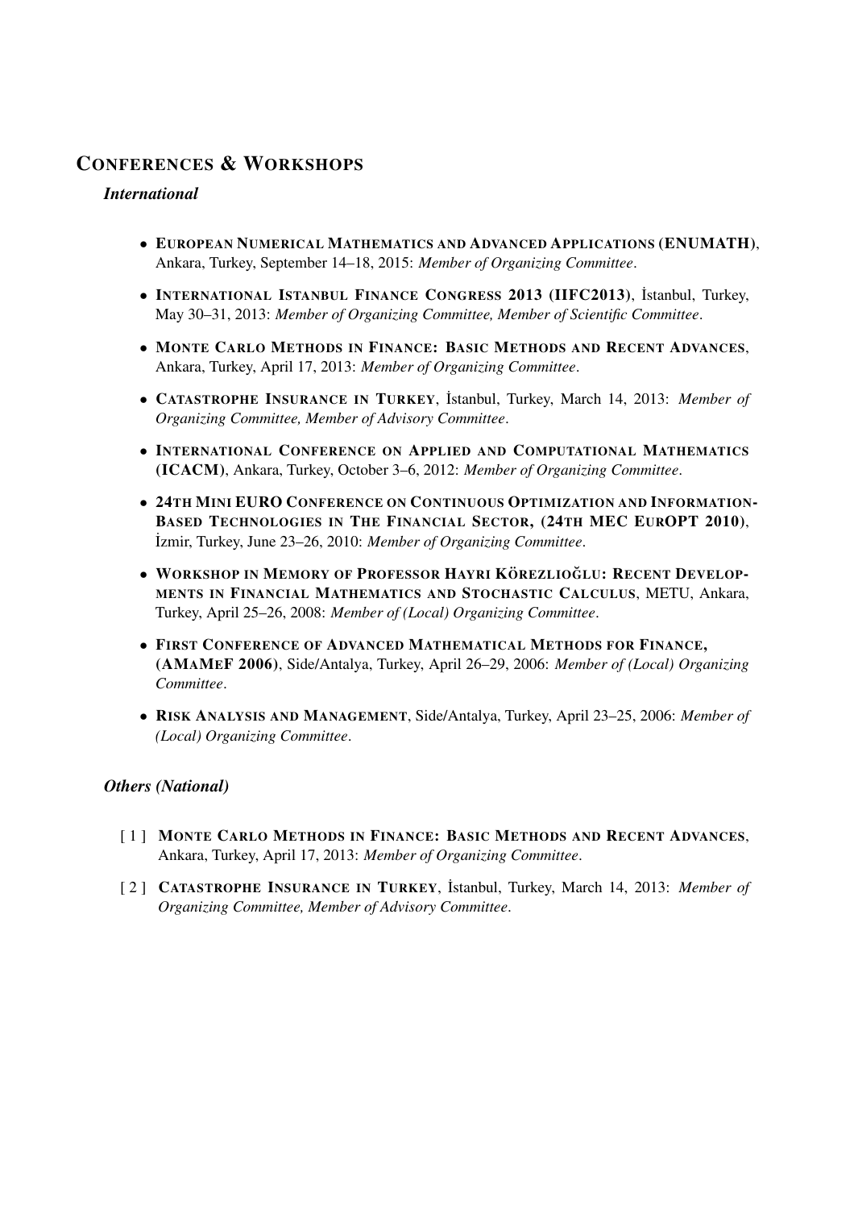## CONFERENCES & WORKSHOPS

### *International*

- **EUROPEAN NUMERICAL MATHEMATICS AND ADVANCED APPLICATIONS (ENUMATH)**, Ankara, Turkey, September 14–18, 2015: *Member of Organizing Committee*.
- **INTERNATIONAL ISTANBUL FINANCE CONGRESS 2013 (IIFC2013)**, İstanbul, Turkey, May 30–31, 2013: *Member of Organizing Committee, Member of Scientific Committee*.
- **MONTE CARLO METHODS IN FINANCE: BASIC METHODS AND RECENT ADVANCES**, Ankara, Turkey, April 17, 2013: *Member of Organizing Committee*.
- **CATASTROPHE INSURANCE IN TURKEY**, İstanbul, Turkey, March 14, 2013: *Member of Organizing Committee, Member of Advisory Committee*.
- **INTERNATIONAL CONFERENCE ON APPLIED AND COMPUTATIONAL MATHEMATICS (ICACM)**, Ankara, Turkey, October 3–6, 2012: *Member of Organizing Committee*.
- **24TH MINI EURO CONFERENCE ON CONTINUOUS OPTIMIZATION AND INFORMATION-BASED TECHNOLOGIES IN THE FINANCIAL SECTOR, (24TH MEC EUROPT 2010)**, İzmir, Turkey, June 23–26, 2010: *Member of Organizing Committee*.
- **WORKSHOP IN MEMORY OF PROFESSOR HAYRI KÖREZLIOĞLU: RECENT DEVELOPMENTS IN FINANCIAL MATHEMATICS AND STOCHASTIC CALCULUS**, METU, Ankara, Turkey, April 25–26, 2008: *Member of (Local) Organizing Committee*.
- **FIRST CONFERENCE OF ADVANCED MATHEMATICAL METHODS FOR FINANCE, (AMAMEF 2006)**, Side/Antalya, Turkey, April 26–29, 2006: *Member of (Local) Organizing Committee*.
- **RISK ANALYSIS AND MANAGEMENT**, Side/Antalya, Turkey, April 23–25, 2006: *Member of (Local) Organizing Committee*.

### *Others (National)*

[ 1 ] **MONTE CARLO METHODS IN FINANCE: BASIC METHODS AND RECENT ADVANCES**, Ankara, Turkey, April 17, 2013: *Member of Organizing Committee*.

[ 2 ] **CATASTROPHE INSURANCE IN TURKEY**, İstanbul, Turkey, March 14, 2013: *Member of Organizing Committee, Member of Advisory Committee*.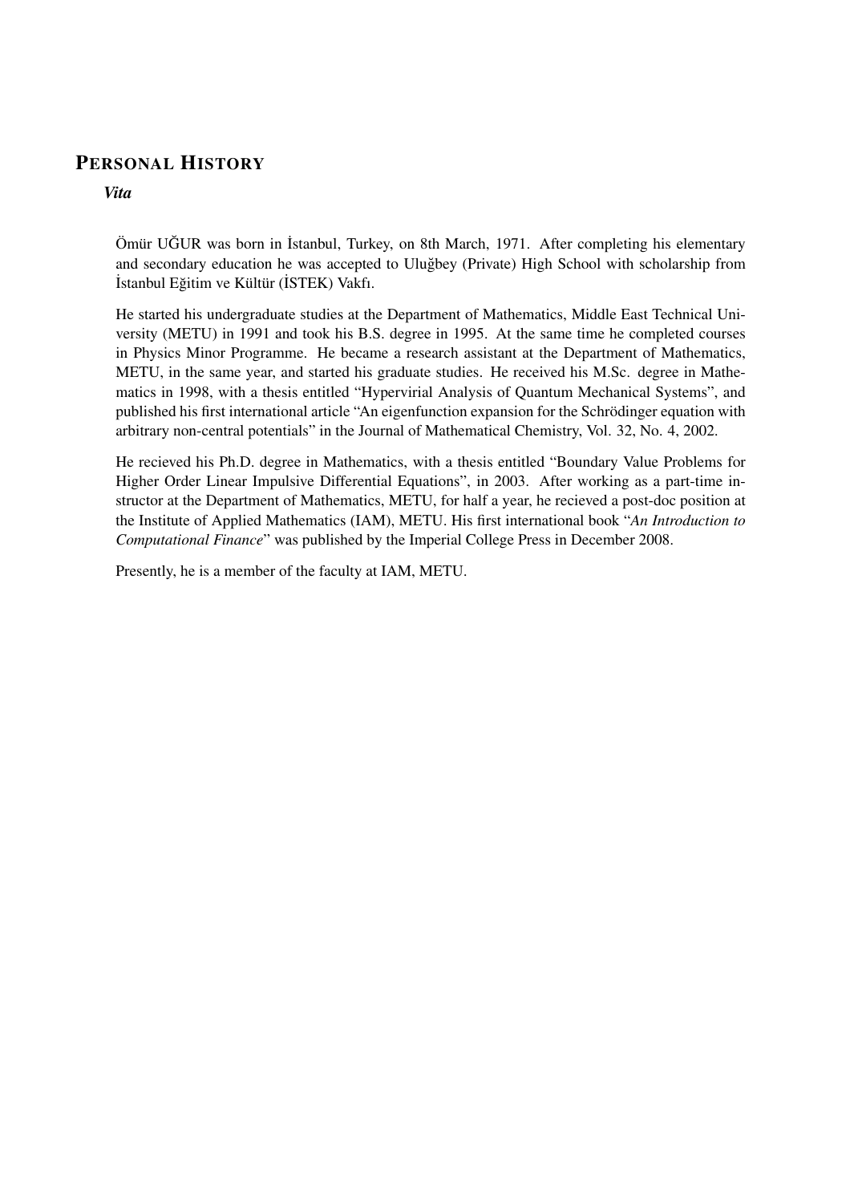# PERSONAL HISTORY

***Vita***

Ömür UĞUR was born in İstanbul, Turkey, on 8th March, 1971. After completing his elementary and secondary education he was accepted to Uluğbey (Private) High School with scholarship from İstanbul Eğitim ve Kültür (İSTEK) Vakfı.

He started his undergraduate studies at the Department of Mathematics, Middle East Technical University (METU) in 1991 and took his B.S. degree in 1995. At the same time he completed courses in Physics Minor Programme. He became a research assistant at the Department of Mathematics, METU, in the same year, and started his graduate studies. He received his M.Sc. degree in Mathematics in 1998, with a thesis entitled "Hypervirial Analysis of Quantum Mechanical Systems", and published his first international article "An eigenfunction expansion for the Schrödinger equation with arbitrary non-central potentials" in the Journal of Mathematical Chemistry, Vol. 32, No. 4, 2002.

He recieved his Ph.D. degree in Mathematics, with a thesis entitled "Boundary Value Problems for Higher Order Linear Impulsive Differential Equations", in 2003. After working as a part-time instructor at the Department of Mathematics, METU, for half a year, he recieved a post-doc position at the Institute of Applied Mathematics (IAM), METU. His first international book "*An Introduction to Computational Finance*" was published by the Imperial College Press in December 2008.

Presently, he is a member of the faculty at IAM, METU.